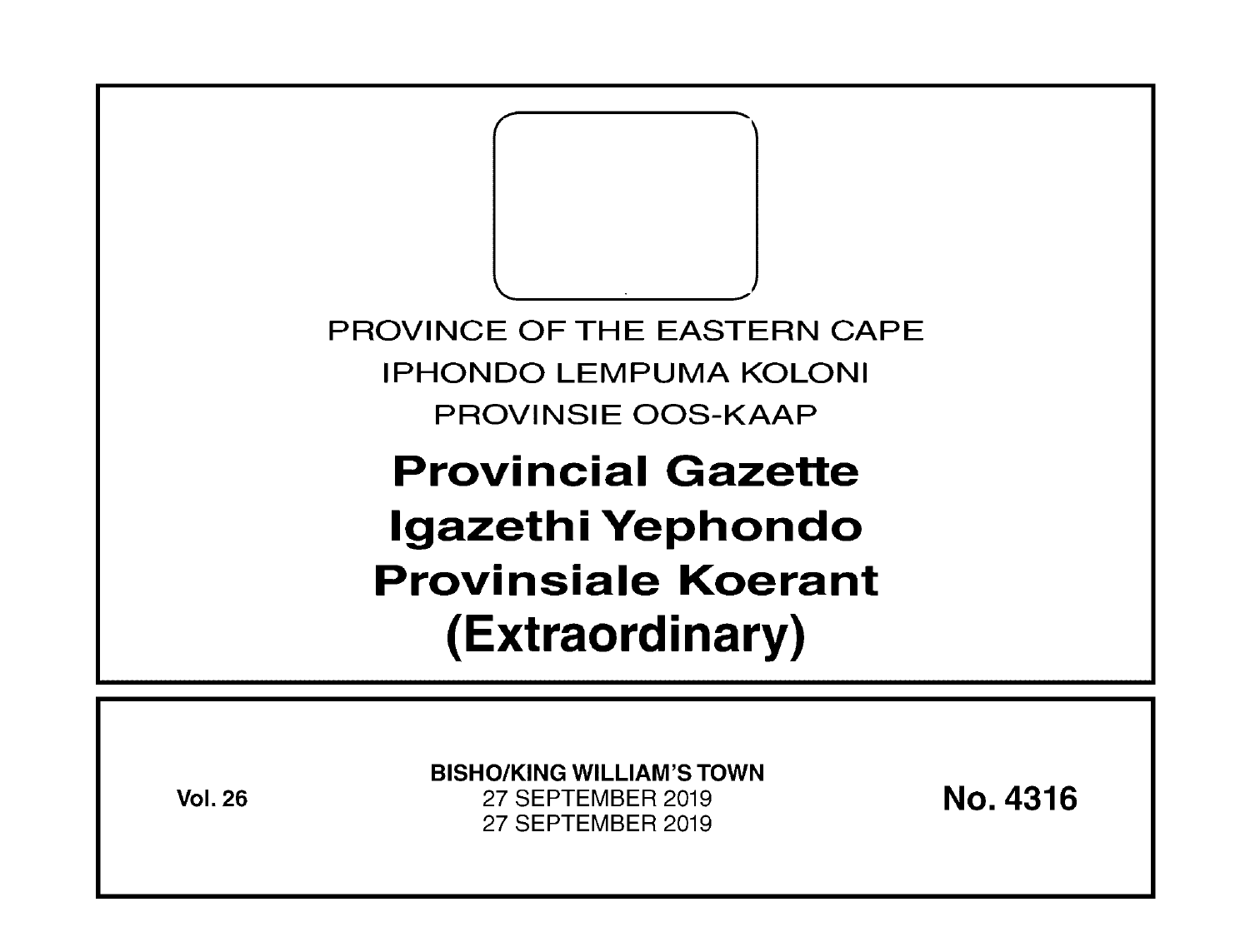PROVINCE OF THE EASTERN CAPE

IPHONDO LEMPUMA KOLONI

PROVINSIE OOS-KAAP

# Provincial Gazette
# Igazethi Yephondo
# Provinsiale Koerant
# (Extraordinary)

**Vol. 26**

**BISHO/KING WILLIAM'S TOWN**
27 SEPTEMBER 2019
27 SEPTEMBER 2019

**No. 4316**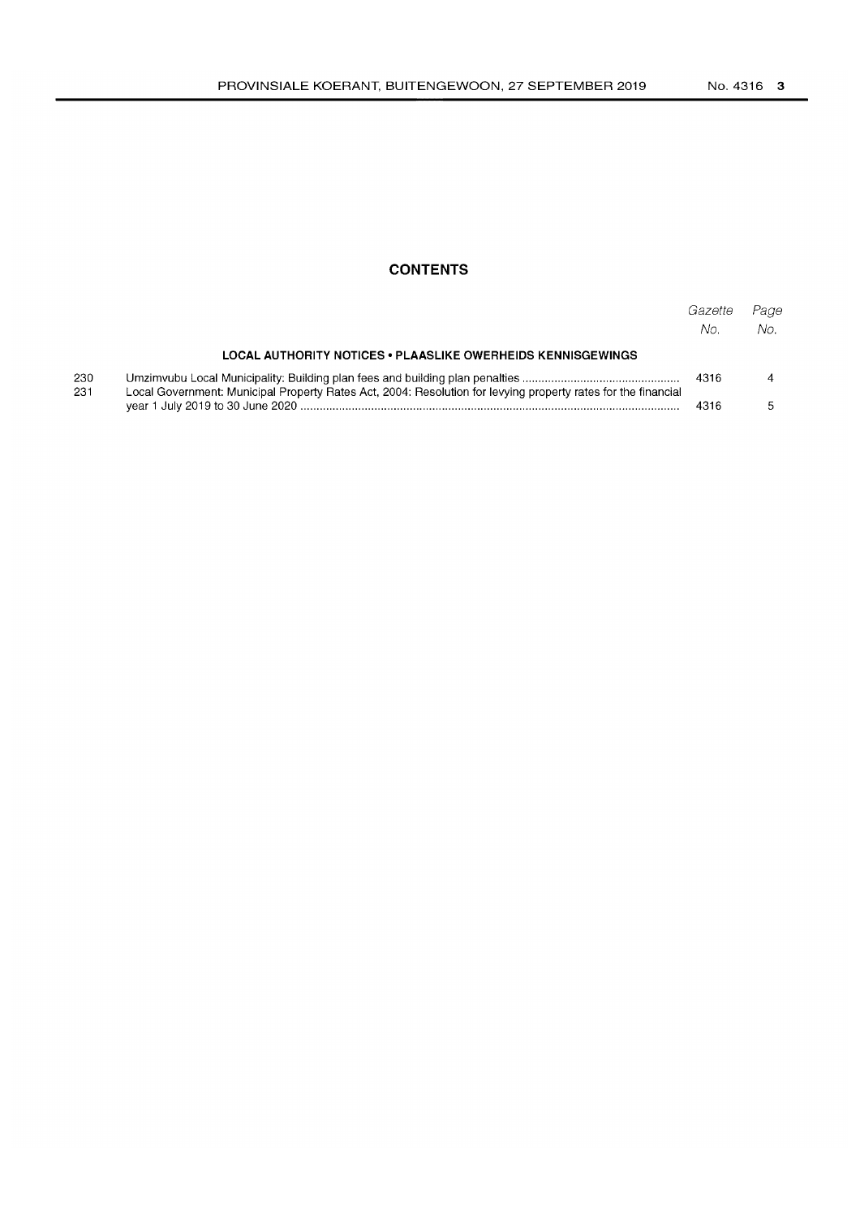## CONTENTS

| | | Gazette No. | Page No. |
|---|---|---|---|
| | **LOCAL AUTHORITY NOTICES • PLAASLIKE OWERHEIDS KENNISGEWINGS** | | |
| 230 | Umzimvubu Local Municipality: Building plan fees and building plan penalties | 4316 | 4 |
| 231 | Local Government: Municipal Property Rates Act, 2004: Resolution for levying property rates for the financial year 1 July 2019 to 30 June 2020 | 4316 | 5 |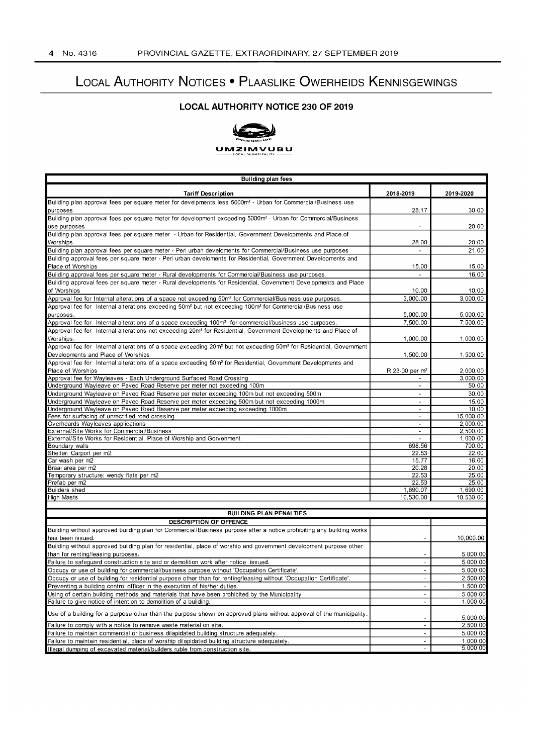# Local Authority Notices • Plaaslike Owerheids Kennisgewings

## LOCAL AUTHORITY NOTICE 230 OF 2019

UMZIMVUBU LOCAL MUNICIPALITY

| Building plan fees | | |
|---|---|---|
| **Tariff Description** | **2018-2019** | **2019-2020** |
| Building plan approval fees per square meter for develpments less 5000m² - Urban for Commercial/Business use purposes | 28.17 | 30.00 |
| Building plan approval fees per square meter for development exceeding 5000m² - Urban for Commercial/Business use purposes | - | 20.00 |
| Building plan approval fees per square meter - Urban for Residential, Government Developments and Place of Worships | 28.00 | 20.00 |
| Building plan approval fees per square meter - Peri urban develoments for Commercial/Business use purposes | - | 21.00 |
| Building approval fees per square meter - Peri urban develoments for Residential, Government Developments and Place of Worships | 15.00 | 15.00 |
| Building approval fees per square meter - Rural developments for Commercial/Business use purposes | - | 16.00 |
| Building approval fees per square meter - Rural developments for Residential, Government Developments and Place of Worships | 10.00 | 10.00 |
| Approval fee for Internal alterations of a space not exceeding 50m² for Commercial/Business use purposes. | 3,000.00 | 3,000.00 |
| Approval fee for Internal alterations exceeding 50m² but not exceeding 100m² for Commercial/Business use purposes. | 5,000.00 | 5,000.00 |
| Approval fee for Internal alterations of a space exceeding 100m² for commercial/business use purposes. | 7,500.00 | 7,500.00 |
| Approval fee for Internal alterations not exceeding 20m² for Residential, Government Developments and Place of Worships. | 1,000.00 | 1,000.00 |
| Approval fee for Internal alterations of a space exceeding 20m² but not exceeding 50m² for Residential, Government Developments and Place of Worships | 1,500.00 | 1,500.00 |
| Approval fee for Internal alterations of a space exceeding 50m² for Residential, Government Developments and Place of Worships | R 23-00 per m² | 2,000.00 |
| Approval fee for Wayleaves - Each Underground Surfaced Road Crossing | - | 3,000.00 |
| Underground Wayleave on Paved Road Reserve per meter not exceeding 100m | - | 50.00 |
| Underground Wayleave on Paved Road Reserve per meter exceeding 100m but not exceeding 500m | - | 30.00 |
| Underground Wayleave on Paved Road Reserve per meter exceeding 500m but not exceeding 1000m | - | 15.00 |
| Underground Wayleave on Paved Road Reserve per meter exceeding exceeding 1000m | - | 10.00 |
| Fees for surfacing of unrectified road crossing | - | 15,000.00 |
| Overheards Wayleaves applications | - | 2,000.00 |
| External/Site Works for Commercial/Business | - | 2,500.00 |
| External/Site Works for Residential, Place of Worship and Gorvenment | - | 1,000.00 |
| Boundary walls | 698.56 | 700.00 |
| Shelter: Carport per m2 | 22.53 | 22.00 |
| Car wash per m2 | 15.77 | 16.00 |
| Braai area per m2 | 20.28 | 20.00 |
| Temporary structure: wendy flats per m2 | 22.53 | 25.00 |
| Prefab per m2 | 22.53 | 25.00 |
| Builders shed | 1,690.07 | 1,690.00 |
| High Masts | 10,530.00 | 10,530.00 |

| BUILDING PLAN PENALTIES | | |
|---|---|---|
| **DESCRIPTION OF OFFENCE** | | |
| Building without approved building plan for Commercial/Business purpose after a notice prohibiting any building works has been issued. | - | 10,000.00 |
| Building without approved building plan for residential, place of worship and government development purpose other than for renting/leasing purposes. | - | 5,000.00 |
| Failure to safeguard construction site and or demolition work after notice issued. | - | 5,000.00 |
| Occupy or use of building for commercial/business purpose without 'Occupation Certificate'. | - | 5,000.00 |
| Occupy or use of building for residential purpose other than for renting/leasing without 'Occupation Certificate'. | - | 2,500.00 |
| Preventing a building control officer in the execution of his/her duties. | - | 1,500.00 |
| Using of certain building methods and materials that have been prohibited by the Municipality | - | 5,000.00 |
| Failure to give notice of intention to demolition of a building. | - | 1,000.00 |
| Use of a building for a purpose other than the purpose shown on approved plans without approval of the municipality. | - | 5,000.00 |
| Failure to comply with a notice to remove waste material on site. | - | 2,500.00 |
| Failure to maintain commercial or business dilapidated building structure adequately. | - | 5,000.00 |
| Failure to maintain residential, place of worship dilapidated building structure adequately. | - | 1,000.00 |
| Illegal dumping of excavated material/builders ruble from construction site. | - | 5,000.00 |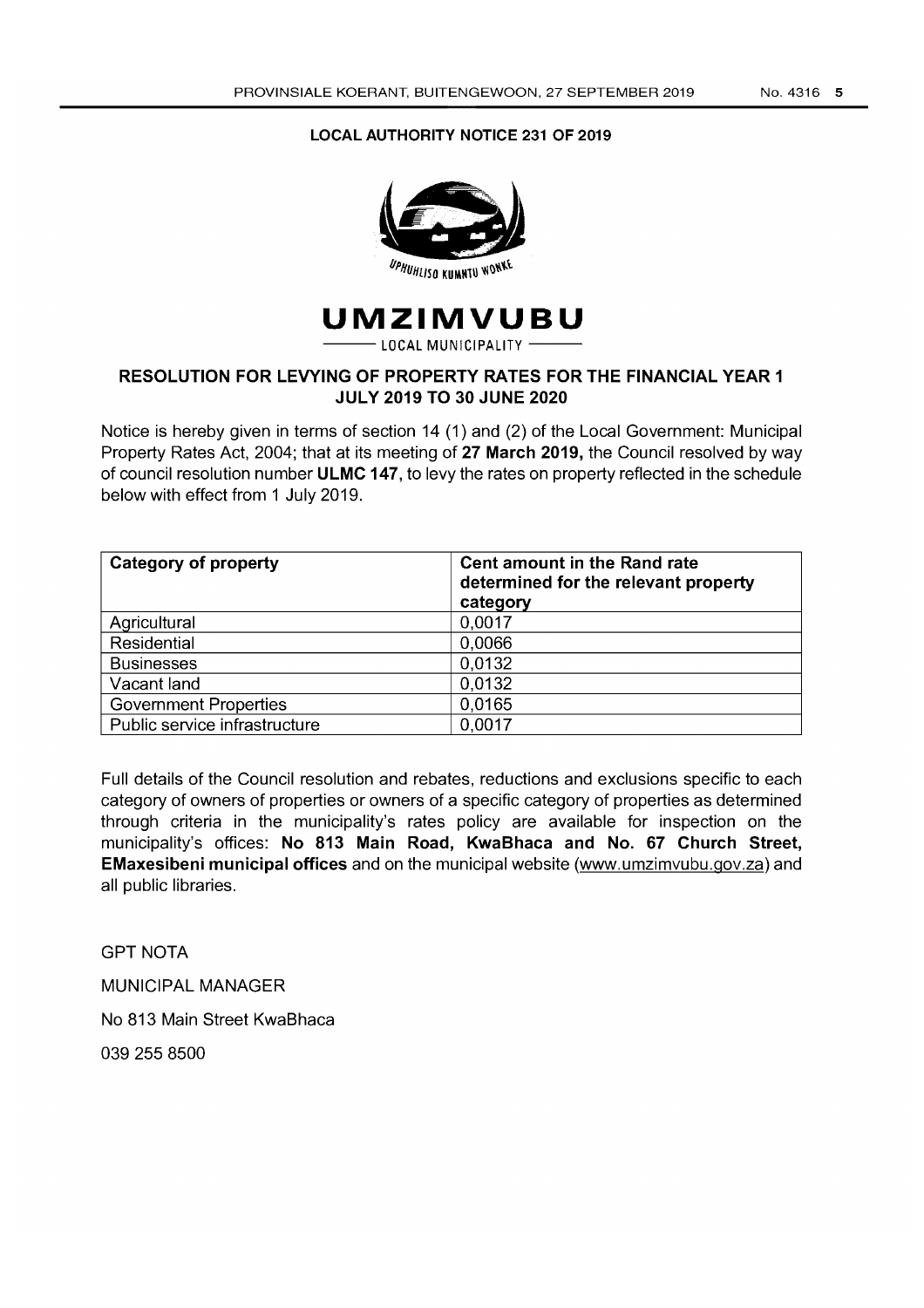## LOCAL AUTHORITY NOTICE 231 OF 2019

UPHUHLISO KUMNTU WONKE

# UMZIMVUBU

LOCAL MUNICIPALITY

## RESOLUTION FOR LEVYING OF PROPERTY RATES FOR THE FINANCIAL YEAR 1 JULY 2019 TO 30 JUNE 2020

Notice is hereby given in terms of section 14 (1) and (2) of the Local Government: Municipal Property Rates Act, 2004; that at its meeting of **27 March 2019,** the Council resolved by way of council resolution number **ULMC 147**, to levy the rates on property reflected in the schedule below with effect from 1 July 2019.

| Category of property | Cent amount in the Rand rate determined for the relevant property category |
|---|---|
| Agricultural | 0,0017 |
| Residential | 0,0066 |
| Businesses | 0,0132 |
| Vacant land | 0,0132 |
| Government Properties | 0,0165 |
| Public service infrastructure | 0,0017 |

Full details of the Council resolution and rebates, reductions and exclusions specific to each category of owners of properties or owners of a specific category of properties as determined through criteria in the municipality's rates policy are available for inspection on the municipality's offices: **No 813 Main Road, KwaBhaca and No. 67 Church Street, EMaxesibeni municipal offices** and on the municipal website (www.umzimvubu.gov.za) and all public libraries.

GPT NOTA

MUNICIPAL MANAGER

No 813 Main Street KwaBhaca

039 255 8500